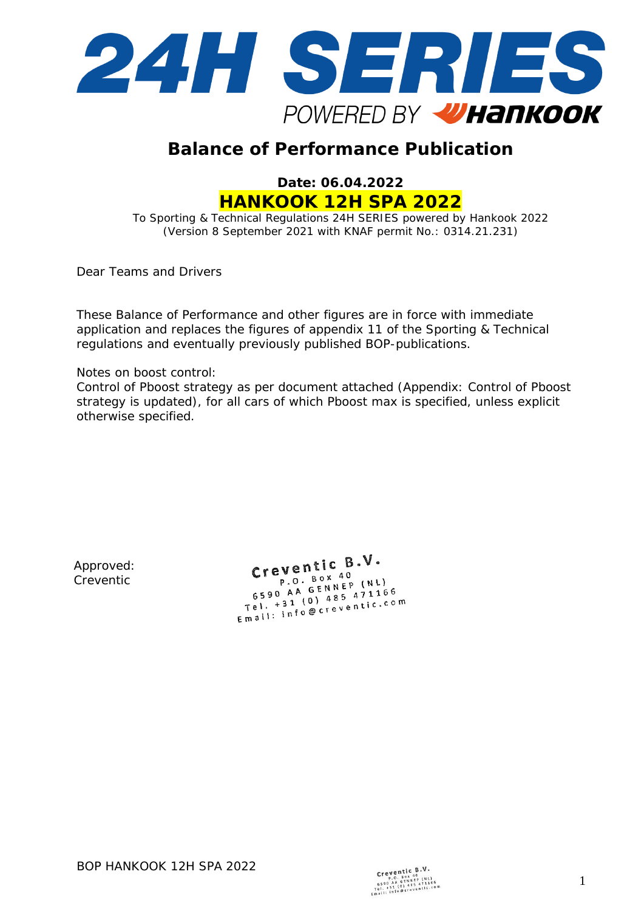# 24H SERIES

POWERED BY HANKOOK

## Balance of Performance Publication

**Date: 06.04.2022**

**HANKOOK 12H SPA 2022**

To Sporting & Technical Regulations 24H SERIES powered by Hankook 2022
(Version 8 September 2021 with KNAF permit No.: 0314.21.231)

Dear Teams and Drivers

These Balance of Performance and other figures are in force with immediate application and replaces the figures of appendix 11 of the Sporting & Technical regulations and eventually previously published BOP-publications.

Notes on boost control:
Control of Pboost strategy as per document attached (Appendix: Control of Pboost strategy is updated), for all cars of which Pboost max is specified, unless explicit otherwise specified.

Approved:
Creventic

Creventic B.V.
P.O. Box 40
6590 AA GENNEP (NL)
Tel. +31 (0) 485 471166
Email: info@creventic.com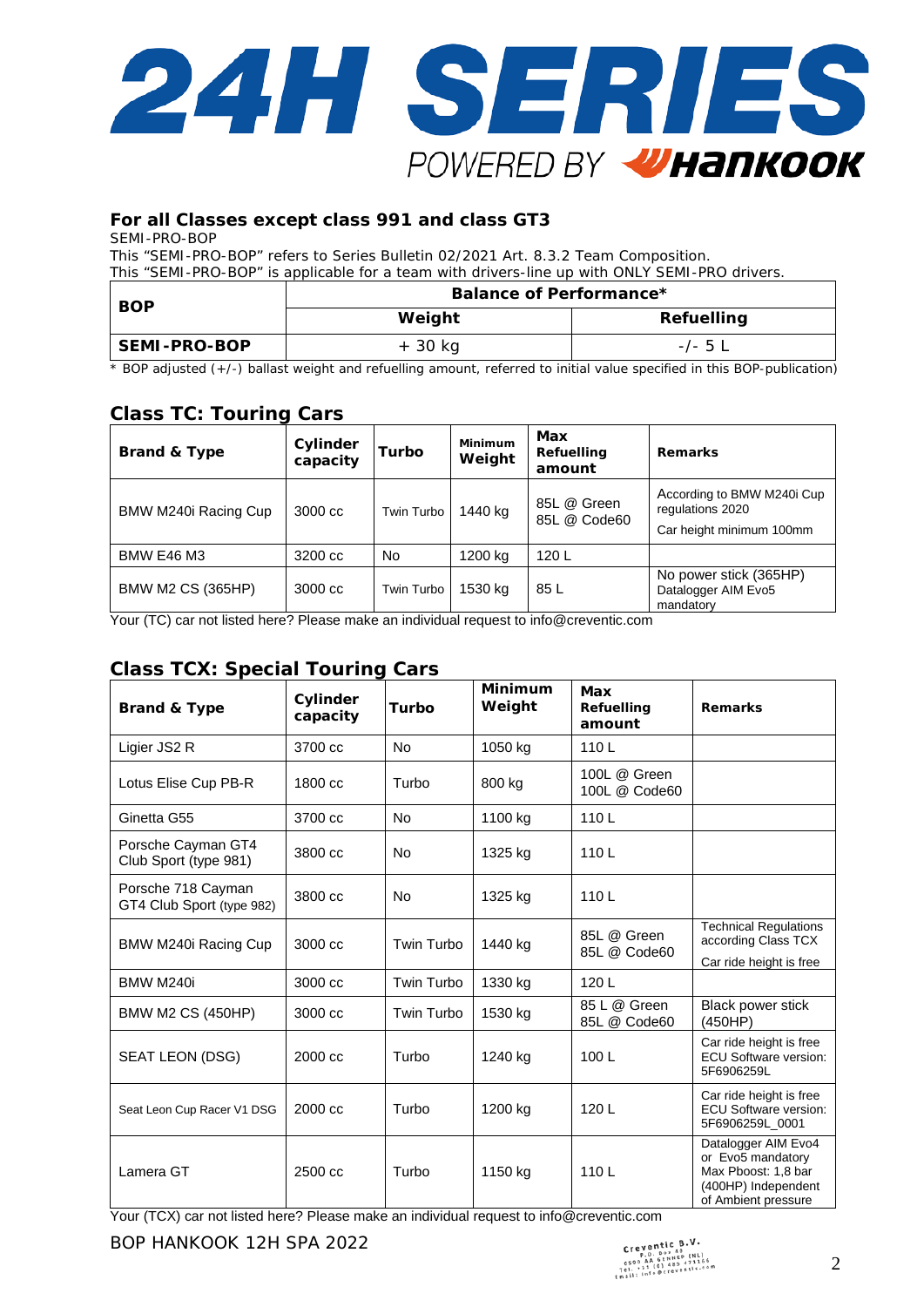# 24H SERIES

POWERED BY HANKOOK

## For all Classes except class 991 and class GT3

SEMI-PRO-BOP

This "SEMI-PRO-BOP" refers to Series Bulletin 02/2021 Art. 8.3.2 Team Composition.

This "SEMI-PRO-BOP" is applicable for a team with drivers-line up with ONLY SEMI-PRO drivers.

| BOP | Balance of Performance* | |
|---|---|---|
| | Weight | Refuelling |
| **SEMI-PRO-BOP** | + 30 kg | -/- 5 L |

\* BOP adjusted (+/-) ballast weight and refuelling amount, referred to initial value specified in this BOP-publication)

## Class TC: Touring Cars

| Brand & Type | Cylinder capacity | Turbo | Minimum Weight | Max Refuelling amount | Remarks |
|---|---|---|---|---|---|
| BMW M240i Racing Cup | 3000 cc | Twin Turbo | 1440 kg | 85L @ Green<br>85L @ Code60 | According to BMW M240i Cup regulations 2020<br>Car height minimum 100mm |
| BMW E46 M3 | 3200 cc | No | 1200 kg | 120 L | |
| BMW M2 CS (365HP) | 3000 cc | Twin Turbo | 1530 kg | 85 L | No power stick (365HP)<br>Datalogger AIM Evo5 mandatory |

Your (TC) car not listed here? Please make an individual request to info@creventic.com

## Class TCX: Special Touring Cars

| Brand & Type | Cylinder capacity | Turbo | Minimum Weight | Max Refuelling amount | Remarks |
|---|---|---|---|---|---|
| Ligier JS2 R | 3700 cc | No | 1050 kg | 110 L | |
| Lotus Elise Cup PB-R | 1800 cc | Turbo | 800 kg | 100L @ Green<br>100L @ Code60 | |
| Ginetta G55 | 3700 cc | No | 1100 kg | 110 L | |
| Porsche Cayman GT4 Club Sport (type 981) | 3800 cc | No | 1325 kg | 110 L | |
| Porsche 718 Cayman GT4 Club Sport (type 982) | 3800 cc | No | 1325 kg | 110 L | |
| BMW M240i Racing Cup | 3000 cc | Twin Turbo | 1440 kg | 85L @ Green<br>85L @ Code60 | Technical Regulations according Class TCX<br>Car ride height is free |
| BMW M240i | 3000 cc | Twin Turbo | 1330 kg | 120 L | |
| BMW M2 CS (450HP) | 3000 cc | Twin Turbo | 1530 kg | 85 L @ Green<br>85L @ Code60 | Black power stick (450HP) |
| SEAT LEON (DSG) | 2000 cc | Turbo | 1240 kg | 100 L | Car ride height is free<br>ECU Software version: 5F6906259L |
| Seat Leon Cup Racer V1 DSG | 2000 cc | Turbo | 1200 kg | 120 L | Car ride height is free<br>ECU Software version: 5F6906259L_0001 |
| Lamera GT | 2500 cc | Turbo | 1150 kg | 110 L | Datalogger AIM Evo4 or Evo5 mandatory<br>Max Pboost: 1,8 bar (400HP) Independent of Ambient pressure |

Your (TCX) car not listed here? Please make an individual request to info@creventic.com

BOP HANKOOK 12H SPA 2022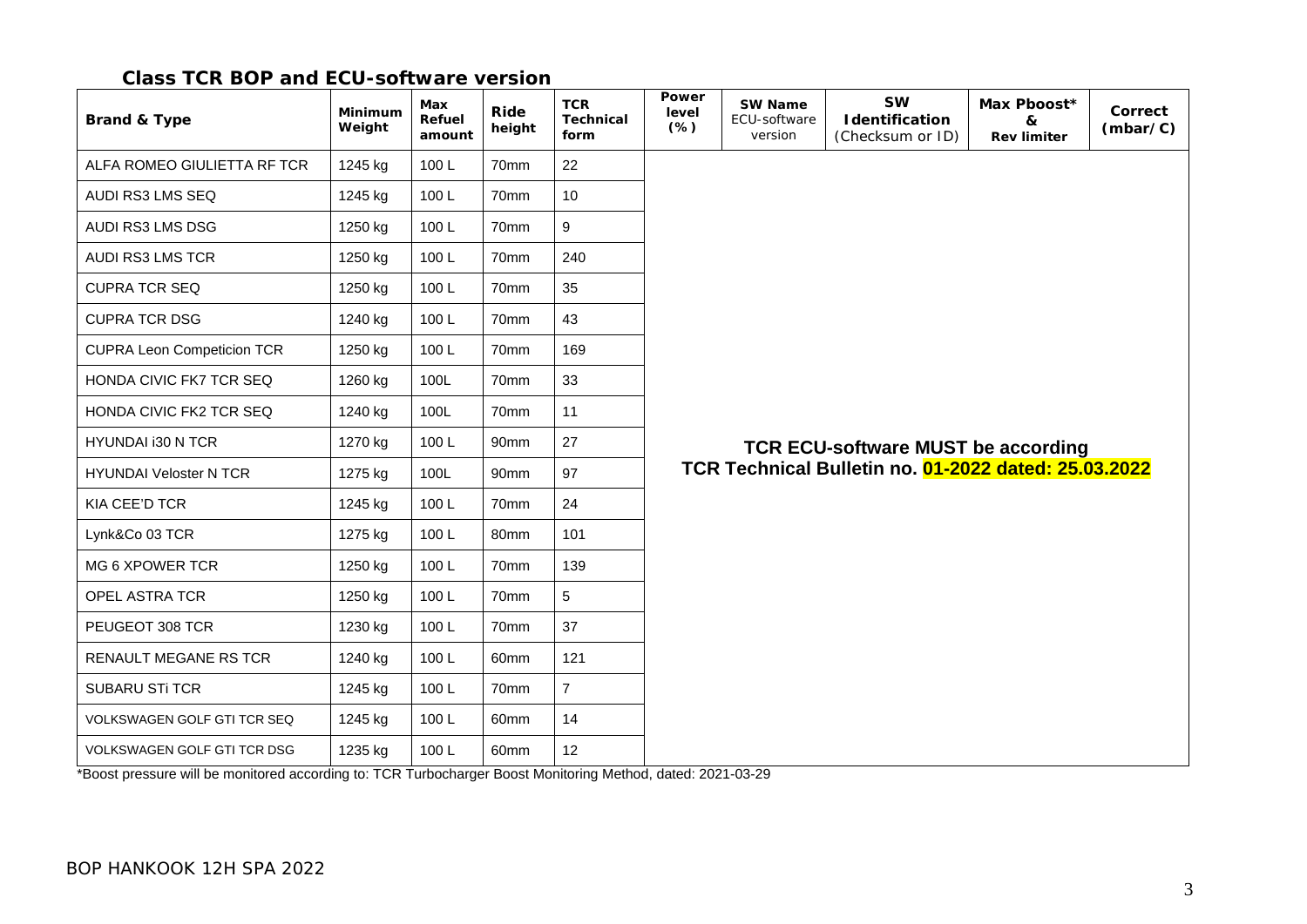## Class TCR BOP and ECU-software version

| Brand & Type | Minimum Weight | Max Refuel amount | Ride height | TCR Technical form | Power level (%) | SW Name ECU-software version | SW Identification (Checksum or ID) | Max Pboost* & Rev limiter | Correct (mbar/C) |
|---|---|---|---|---|---|---|---|---|---|
| ALFA ROMEO GIULIETTA RF TCR | 1245 kg | 100 L | 70mm | 22 | TCR ECU-software MUST be according TCR Technical Bulletin no. 01-2022 dated: 25.03.2022 | | | | |
| AUDI RS3 LMS SEQ | 1245 kg | 100 L | 70mm | 10 | | | | | |
| AUDI RS3 LMS DSG | 1250 kg | 100 L | 70mm | 9 | | | | | |
| AUDI RS3 LMS TCR | 1250 kg | 100 L | 70mm | 240 | | | | | |
| CUPRA TCR SEQ | 1250 kg | 100 L | 70mm | 35 | | | | | |
| CUPRA TCR DSG | 1240 kg | 100 L | 70mm | 43 | | | | | |
| CUPRA Leon Competicion TCR | 1250 kg | 100 L | 70mm | 169 | | | | | |
| HONDA CIVIC FK7 TCR SEQ | 1260 kg | 100L | 70mm | 33 | | | | | |
| HONDA CIVIC FK2 TCR SEQ | 1240 kg | 100L | 70mm | 11 | | | | | |
| HYUNDAI i30 N TCR | 1270 kg | 100 L | 90mm | 27 | | | | | |
| HYUNDAI Veloster N TCR | 1275 kg | 100L | 90mm | 97 | | | | | |
| KIA CEE'D TCR | 1245 kg | 100 L | 70mm | 24 | | | | | |
| Lynk&Co 03 TCR | 1275 kg | 100 L | 80mm | 101 | | | | | |
| MG 6 XPOWER TCR | 1250 kg | 100 L | 70mm | 139 | | | | | |
| OPEL ASTRA TCR | 1250 kg | 100 L | 70mm | 5 | | | | | |
| PEUGEOT 308 TCR | 1230 kg | 100 L | 70mm | 37 | | | | | |
| RENAULT MEGANE RS TCR | 1240 kg | 100 L | 60mm | 121 | | | | | |
| SUBARU STi TCR | 1245 kg | 100 L | 70mm | 7 | | | | | |
| VOLKSWAGEN GOLF GTI TCR SEQ | 1245 kg | 100 L | 60mm | 14 | | | | | |
| VOLKSWAGEN GOLF GTI TCR DSG | 1235 kg | 100 L | 60mm | 12 | | | | | |

*Boost pressure will be monitored according to: TCR Turbocharger Boost Monitoring Method, dated: 2021-03-29

BOP HANKOOK 12H SPA 2022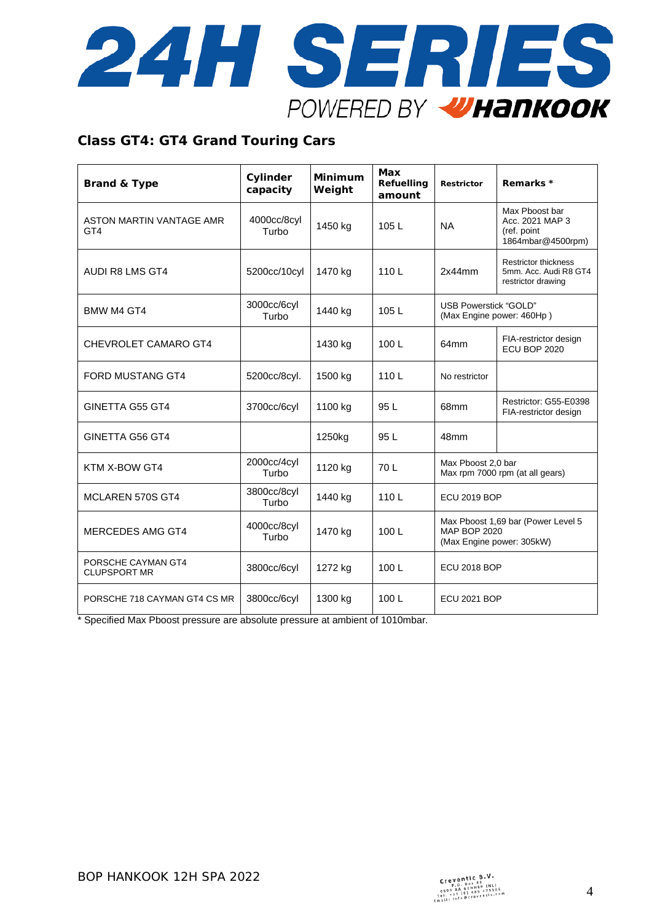## Class GT4: GT4 Grand Touring Cars

| Brand & Type | Cylinder capacity | Minimum Weight | Max Refuelling amount | Restrictor | Remarks * |
|---|---|---|---|---|---|
| ASTON MARTIN VANTAGE AMR GT4 | 4000cc/8cyl Turbo | 1450 kg | 105 L | NA | Max Pboost bar Acc. 2021 MAP 3 (ref. point 1864mbar@4500rpm) |
| AUDI R8 LMS GT4 | 5200cc/10cyl | 1470 kg | 110 L | 2x44mm | Restrictor thickness 5mm. Acc. Audi R8 GT4 restrictor drawing |
| BMW M4 GT4 | 3000cc/6cyl Turbo | 1440 kg | 105 L | USB Powerstick "GOLD" (Max Engine power: 460Hp ) | |
| CHEVROLET CAMARO GT4 | | 1430 kg | 100 L | 64mm | FIA-restrictor design ECU BOP 2020 |
| FORD MUSTANG GT4 | 5200cc/8cyl. | 1500 kg | 110 L | No restrictor | |
| GINETTA G55 GT4 | 3700cc/6cyl | 1100 kg | 95 L | 68mm | Restrictor: G55-E0398 FIA-restrictor design |
| GINETTA G56 GT4 | | 1250kg | 95 L | 48mm | |
| KTM X-BOW GT4 | 2000cc/4cyl Turbo | 1120 kg | 70 L | Max Pboost 2,0 bar Max rpm 7000 rpm (at all gears) | |
| MCLAREN 570S GT4 | 3800cc/8cyl Turbo | 1440 kg | 110 L | ECU 2019 BOP | |
| MERCEDES AMG GT4 | 4000cc/8cyl Turbo | 1470 kg | 100 L | Max Pboost 1,69 bar (Power Level 5 MAP BOP 2020 (Max Engine power: 305kW) | |
| PORSCHE CAYMAN GT4 CLUPSPORT MR | 3800cc/6cyl | 1272 kg | 100 L | ECU 2018 BOP | |
| PORSCHE 718 CAYMAN GT4 CS MR | 3800cc/6cyl | 1300 kg | 100 L | ECU 2021 BOP | |

* Specified Max Pboost pressure are absolute pressure at ambient of 1010mbar.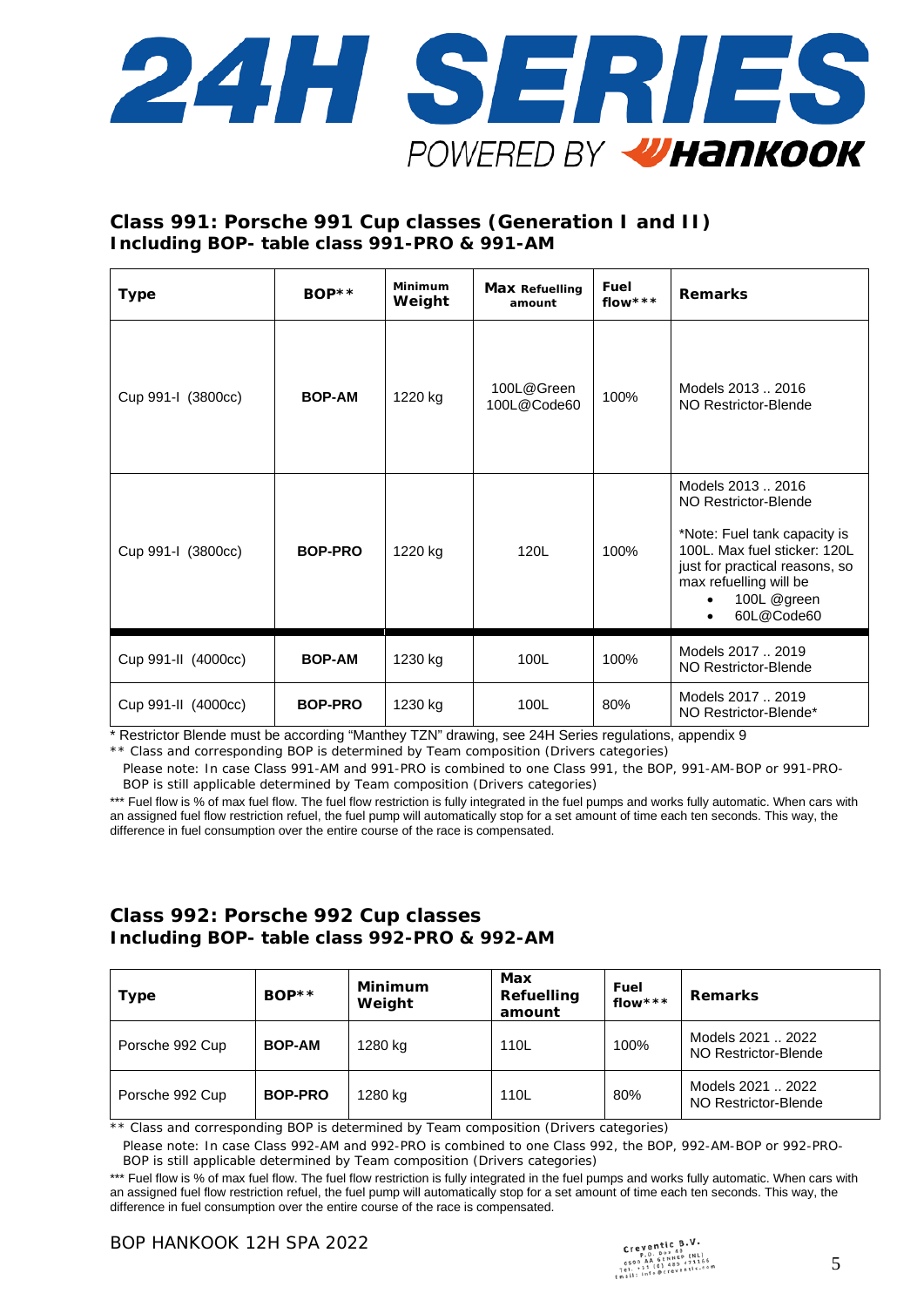## Class 991: Porsche 991 Cup classes (Generation I and II)
## Including BOP- table class 991-PRO & 991-AM

| Type | BOP** | Minimum Weight | Max Refuelling amount | Fuel flow*** | Remarks |
|---|---|---|---|---|---|
| Cup 991-I (3800cc) | **BOP-AM** | 1220 kg | 100L@Green<br>100L@Code60 | 100% | Models 2013 .. 2016<br>NO Restrictor-Blende |
| Cup 991-I (3800cc) | **BOP-PRO** | 1220 kg | 120L | 100% | Models 2013 .. 2016<br>NO Restrictor-Blende<br><br>*Note: Fuel tank capacity is 100L. Max fuel sticker: 120L just for practical reasons, so max refuelling will be<br>• 100L @green<br>• 60L@Code60 |
| Cup 991-II (4000cc) | **BOP-AM** | 1230 kg | 100L | 100% | Models 2017 .. 2019<br>NO Restrictor-Blende |
| Cup 991-II (4000cc) | **BOP-PRO** | 1230 kg | 100L | 80% | Models 2017 .. 2019<br>NO Restrictor-Blende* |

\* Restrictor Blende must be according "Manthey TZN" drawing, see 24H Series regulations, appendix 9

** Class and corresponding BOP is determined by Team composition (Drivers categories)

Please note: In case Class 991-AM and 991-PRO is combined to one Class 991, the BOP, 991-AM-BOP or 991-PRO-BOP is still applicable determined by Team composition (Drivers categories)

*** Fuel flow is % of max fuel flow. The fuel flow restriction is fully integrated in the fuel pumps and works fully automatic. When cars with an assigned fuel flow restriction refuel, the fuel pump will automatically stop for a set amount of time each ten seconds. This way, the difference in fuel consumption over the entire course of the race is compensated.

## Class 992: Porsche 992 Cup classes
## Including BOP- table class 992-PRO & 992-AM

| Type | BOP** | Minimum Weight | Max Refuelling amount | Fuel flow*** | Remarks |
|---|---|---|---|---|---|
| Porsche 992 Cup | **BOP-AM** | 1280 kg | 110L | 100% | Models 2021 .. 2022<br>NO Restrictor-Blende |
| Porsche 992 Cup | **BOP-PRO** | 1280 kg | 110L | 80% | Models 2021 .. 2022<br>NO Restrictor-Blende |

** Class and corresponding BOP is determined by Team composition (Drivers categories)

Please note: In case Class 992-AM and 992-PRO is combined to one Class 992, the BOP, 992-AM-BOP or 992-PRO-BOP is still applicable determined by Team composition (Drivers categories)

*** Fuel flow is % of max fuel flow. The fuel flow restriction is fully integrated in the fuel pumps and works fully automatic. When cars with an assigned fuel flow restriction refuel, the fuel pump will automatically stop for a set amount of time each ten seconds. This way, the difference in fuel consumption over the entire course of the race is compensated.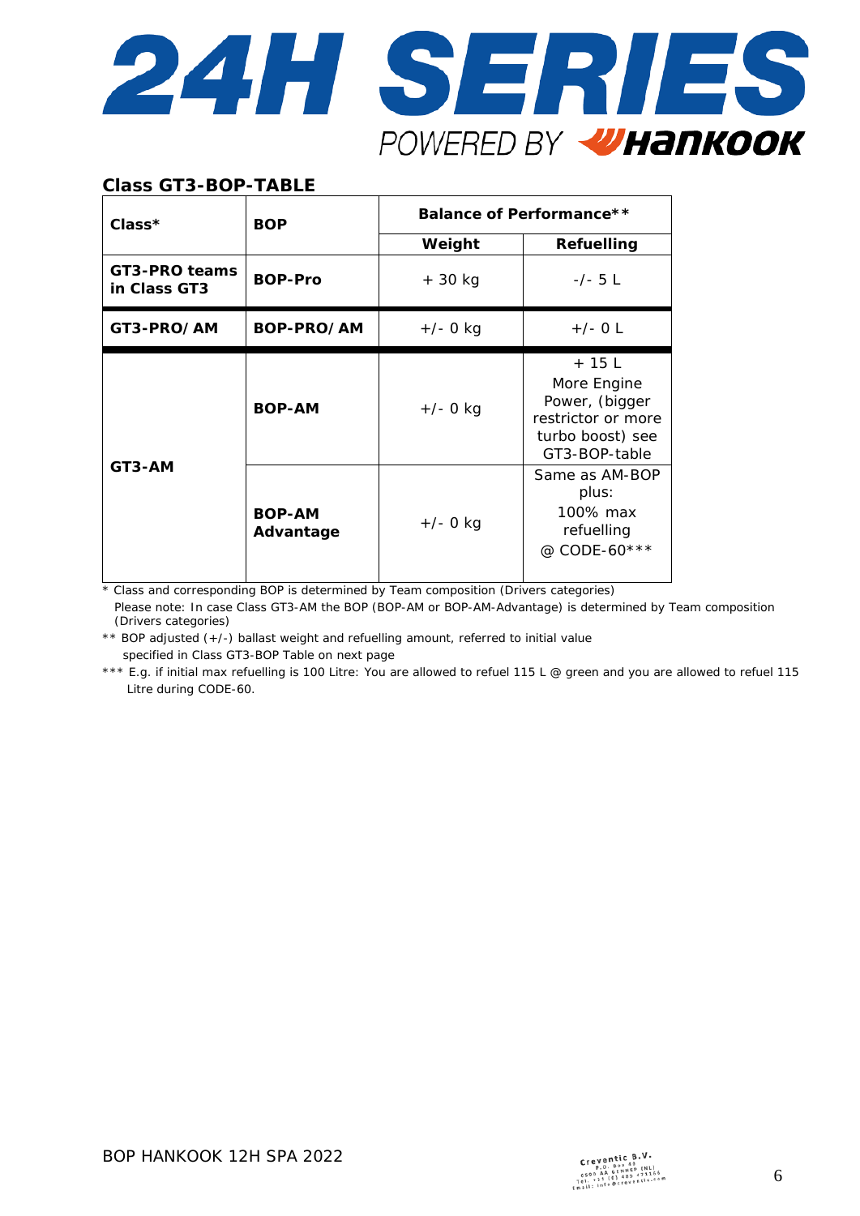## Class GT3-BOP-TABLE

| Class* | BOP | Balance of Performance** | |
|---|---|---|---|
| | | Weight | Refuelling |
| GT3-PRO teams in Class GT3 | BOP-Pro | + 30 kg | -/- 5 L |
| GT3-PRO/AM | BOP-PRO/AM | +/- 0 kg | +/- 0 L |
| GT3-AM | BOP-AM | +/- 0 kg | + 15 L More Engine Power, (bigger restrictor or more turbo boost) see GT3-BOP-table |
| | BOP-AM Advantage | +/- 0 kg | Same as AM-BOP plus: 100% max refuelling @ CODE-60*** |

* Class and corresponding BOP is determined by Team composition (Drivers categories)
  Please note: In case Class GT3-AM the BOP (BOP-AM or BOP-AM-Advantage) is determined by Team composition (Drivers categories)

** BOP adjusted (+/-) ballast weight and refuelling amount, referred to initial value specified in Class GT3-BOP Table on next page

*** E.g. if initial max refuelling is 100 Litre: You are allowed to refuel 115 L @ green and you are allowed to refuel 115 Litre during CODE-60.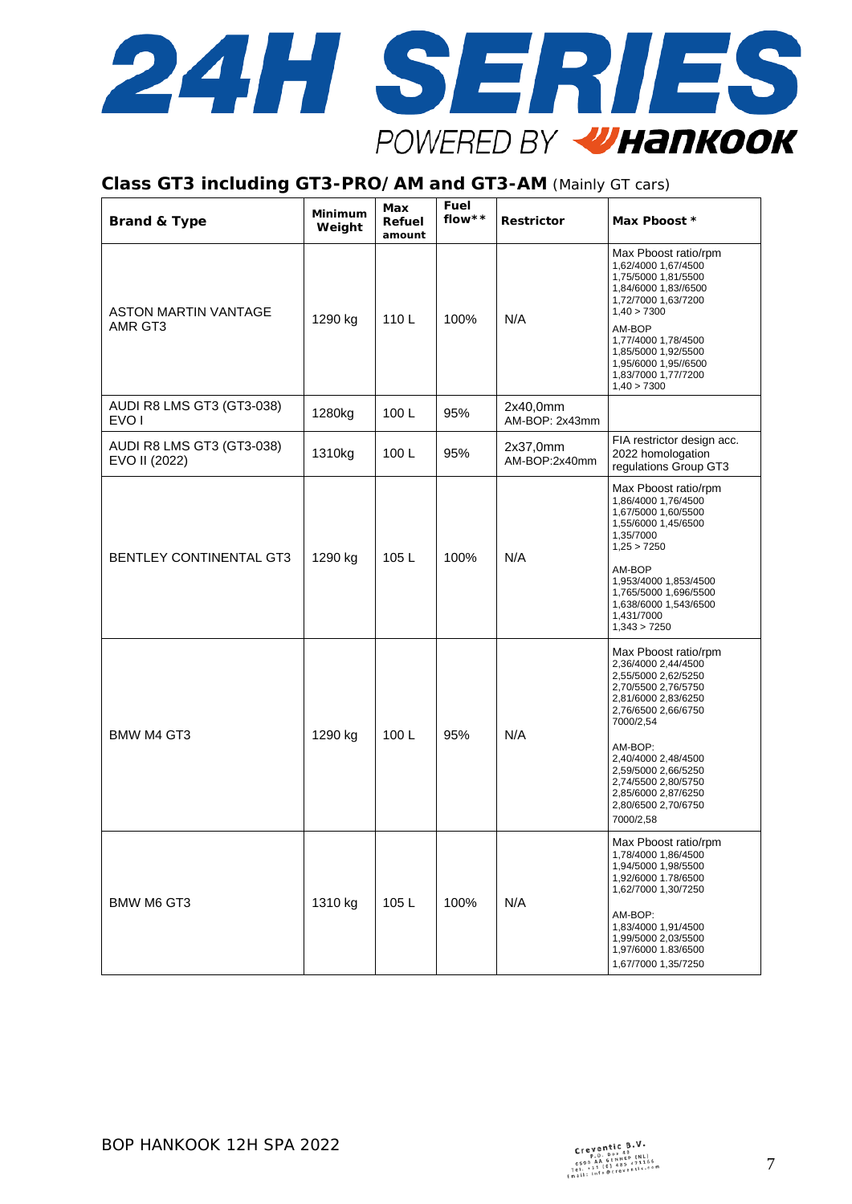## Class GT3 including GT3-PRO/AM and GT3-AM (Mainly GT cars)

| Brand & Type | Minimum Weight | Max Refuel amount | Fuel flow** | Restrictor | Max Pboost * |
|---|---|---|---|---|---|
| ASTON MARTIN VANTAGE AMR GT3 | 1290 kg | 110 L | 100% | N/A | Max Pboost ratio/rpm 1,62/4000 1,67/4500 1,75/5000 1,81/5500 1,84/6000 1,83//6500 1,72/7000 1,63/7200 1,40 > 7300 AM-BOP 1,77/4000 1,78/4500 1,85/5000 1,92/5500 1,95/6000 1,95//6500 1,83/7000 1,77/7200 1,40 > 7300 |
| AUDI R8 LMS GT3 (GT3-038) EVO I | 1280kg | 100 L | 95% | 2x40,0mm AM-BOP: 2x43mm | |
| AUDI R8 LMS GT3 (GT3-038) EVO II (2022) | 1310kg | 100 L | 95% | 2x37,0mm AM-BOP:2x40mm | FIA restrictor design acc. 2022 homologation regulations Group GT3 |
| BENTLEY CONTINENTAL GT3 | 1290 kg | 105 L | 100% | N/A | Max Pboost ratio/rpm 1,86/4000 1,76/4500 1,67/5000 1,60/5500 1,55/6000 1,45/6500 1,35/7000 1,25 > 7250 AM-BOP 1,953/4000 1,853/4500 1,765/5000 1,696/5500 1,638/6000 1,543/6500 1,431/7000 1,343 > 7250 |
| BMW M4 GT3 | 1290 kg | 100 L | 95% | N/A | Max Pboost ratio/rpm 2,36/4000 2,44/4500 2,55/5000 2,62/5250 2,70/5500 2,76/5750 2,81/6000 2,83/6250 2,76/6500 2,66/6750 7000/2,54 AM-BOP: 2,40/4000 2,48/4500 2,59/5000 2,66/5250 2,74/5500 2,80/5750 2,85/6000 2,87/6250 2,80/6500 2,70/6750 7000/2,58 |
| BMW M6 GT3 | 1310 kg | 105 L | 100% | N/A | Max Pboost ratio/rpm 1,78/4000 1,86/4500 1,94/5000 1,98/5500 1,92/6000 1.78/6500 1,62/7000 1,30/7250 AM-BOP: 1,83/4000 1,91/4500 1,99/5000 2,03/5500 1,97/6000 1.83/6500 1,67/7000 1,35/7250 |

BOP HANKOOK 12H SPA 2022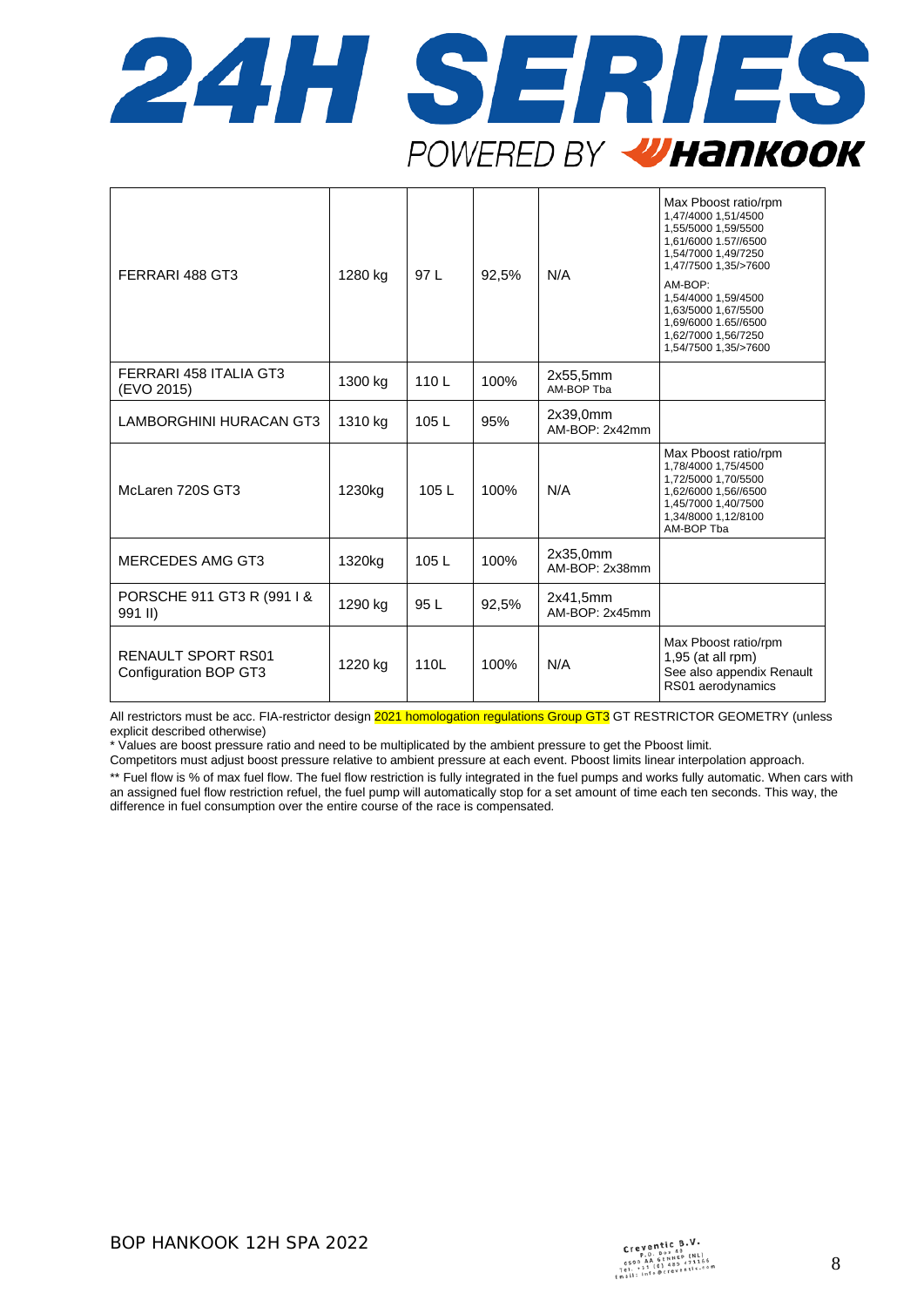| | | | | | |
|---|---|---|---|---|---|
| FERRARI 488 GT3 | 1280 kg | 97 L | 92,5% | N/A | Max Pboost ratio/rpm<br>1,47/4000 1,51/4500<br>1,55/5000 1,59/5500<br>1,61/6000 1.57//6500<br>1,54/7000 1,49/7250<br>1,47/7500 1,35/>7600<br>AM-BOP:<br>1,54/4000 1,59/4500<br>1,63/5000 1,67/5500<br>1,69/6000 1.65//6500<br>1,62/7000 1,56/7250<br>1,54/7500 1,35/>7600 |
| FERRARI 458 ITALIA GT3 (EVO 2015) | 1300 kg | 110 L | 100% | 2x55,5mm<br>AM-BOP Tba | |
| LAMBORGHINI HURACAN GT3 | 1310 kg | 105 L | 95% | 2x39,0mm<br>AM-BOP: 2x42mm | |
| McLaren 720S GT3 | 1230kg | 105 L | 100% | N/A | Max Pboost ratio/rpm<br>1,78/4000 1,75/4500<br>1,72/5000 1,70/5500<br>1,62/6000 1,56//6500<br>1,45/7000 1,40/7500<br>1,34/8000 1,12/8100<br>AM-BOP Tba |
| MERCEDES AMG GT3 | 1320kg | 105 L | 100% | 2x35,0mm<br>AM-BOP: 2x38mm | |
| PORSCHE 911 GT3 R (991 I & 991 II) | 1290 kg | 95 L | 92,5% | 2x41,5mm<br>AM-BOP: 2x45mm | |
| RENAULT SPORT RS01 Configuration BOP GT3 | 1220 kg | 110L | 100% | N/A | Max Pboost ratio/rpm<br>1,95 (at all rpm)<br>See also appendix Renault RS01 aerodynamics |

All restrictors must be acc. FIA-restrictor design 2021 homologation regulations Group GT3 GT RESTRICTOR GEOMETRY (unless explicit described otherwise)

\* Values are boost pressure ratio and need to be multiplicated by the ambient pressure to get the Pboost limit.

Competitors must adjust boost pressure relative to ambient pressure at each event. Pboost limits linear interpolation approach.

\*\* Fuel flow is % of max fuel flow. The fuel flow restriction is fully integrated in the fuel pumps and works fully automatic. When cars with an assigned fuel flow restriction refuel, the fuel pump will automatically stop for a set amount of time each ten seconds. This way, the difference in fuel consumption over the entire course of the race is compensated.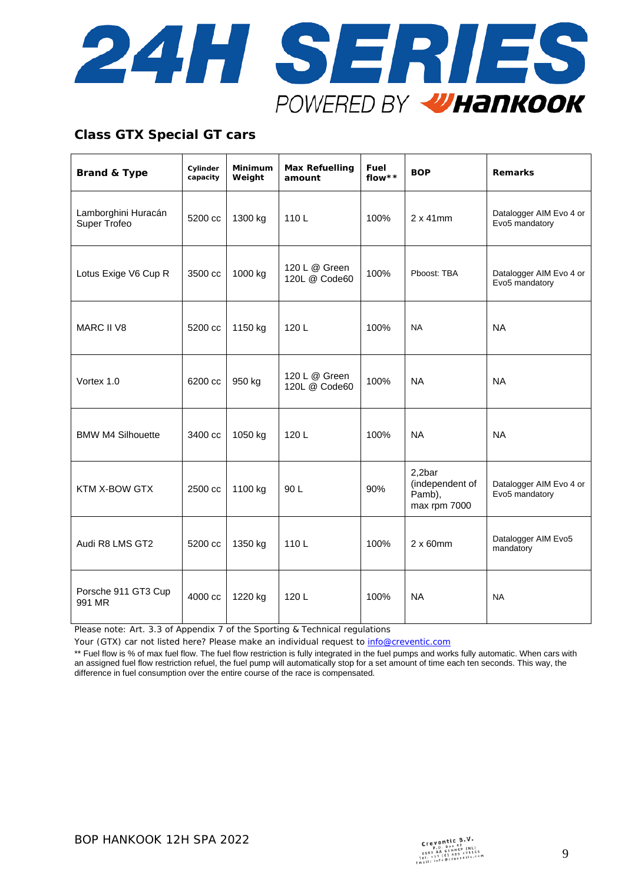## Class GTX Special GT cars

| Brand & Type | Cylinder capacity | Minimum Weight | Max Refuelling amount | Fuel flow** | BOP | Remarks |
|---|---|---|---|---|---|---|
| Lamborghini Huracán Super Trofeo | 5200 cc | 1300 kg | 110 L | 100% | 2 x 41mm | Datalogger AIM Evo 4 or Evo5 mandatory |
| Lotus Exige V6 Cup R | 3500 cc | 1000 kg | 120 L @ Green 120L @ Code60 | 100% | Pboost: TBA | Datalogger AIM Evo 4 or Evo5 mandatory |
| MARC II V8 | 5200 cc | 1150 kg | 120 L | 100% | NA | NA |
| Vortex 1.0 | 6200 cc | 950 kg | 120 L @ Green 120L @ Code60 | 100% | NA | NA |
| BMW M4 Silhouette | 3400 cc | 1050 kg | 120 L | 100% | NA | NA |
| KTM X-BOW GTX | 2500 cc | 1100 kg | 90 L | 90% | 2,2bar (independent of Pamb), max rpm 7000 | Datalogger AIM Evo 4 or Evo5 mandatory |
| Audi R8 LMS GT2 | 5200 cc | 1350 kg | 110 L | 100% | 2 x 60mm | Datalogger AIM Evo5 mandatory |
| Porsche 911 GT3 Cup 991 MR | 4000 cc | 1220 kg | 120 L | 100% | NA | NA |

Please note: Art. 3.3 of Appendix 7 of the Sporting & Technical regulations

Your (GTX) car not listed here? Please make an individual request to info@creventic.com

** Fuel flow is % of max fuel flow. The fuel flow restriction is fully integrated in the fuel pumps and works fully automatic. When cars with an assigned fuel flow restriction refuel, the fuel pump will automatically stop for a set amount of time each ten seconds. This way, the difference in fuel consumption over the entire course of the race is compensated.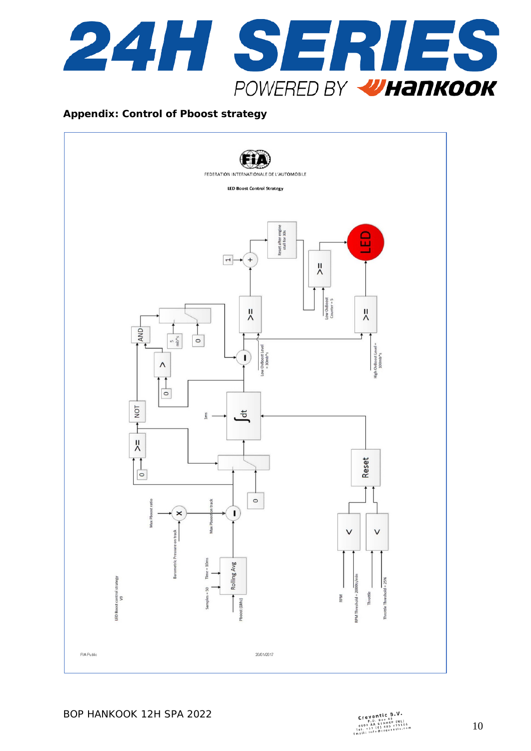## Appendix: Control of Pboost strategy

FEDERATION INTERNATIONALE DE L'AUTOMOBILE

**LED Boost Control Strategy**

LED Boost control strategy V9

FIA Public

20/01/2017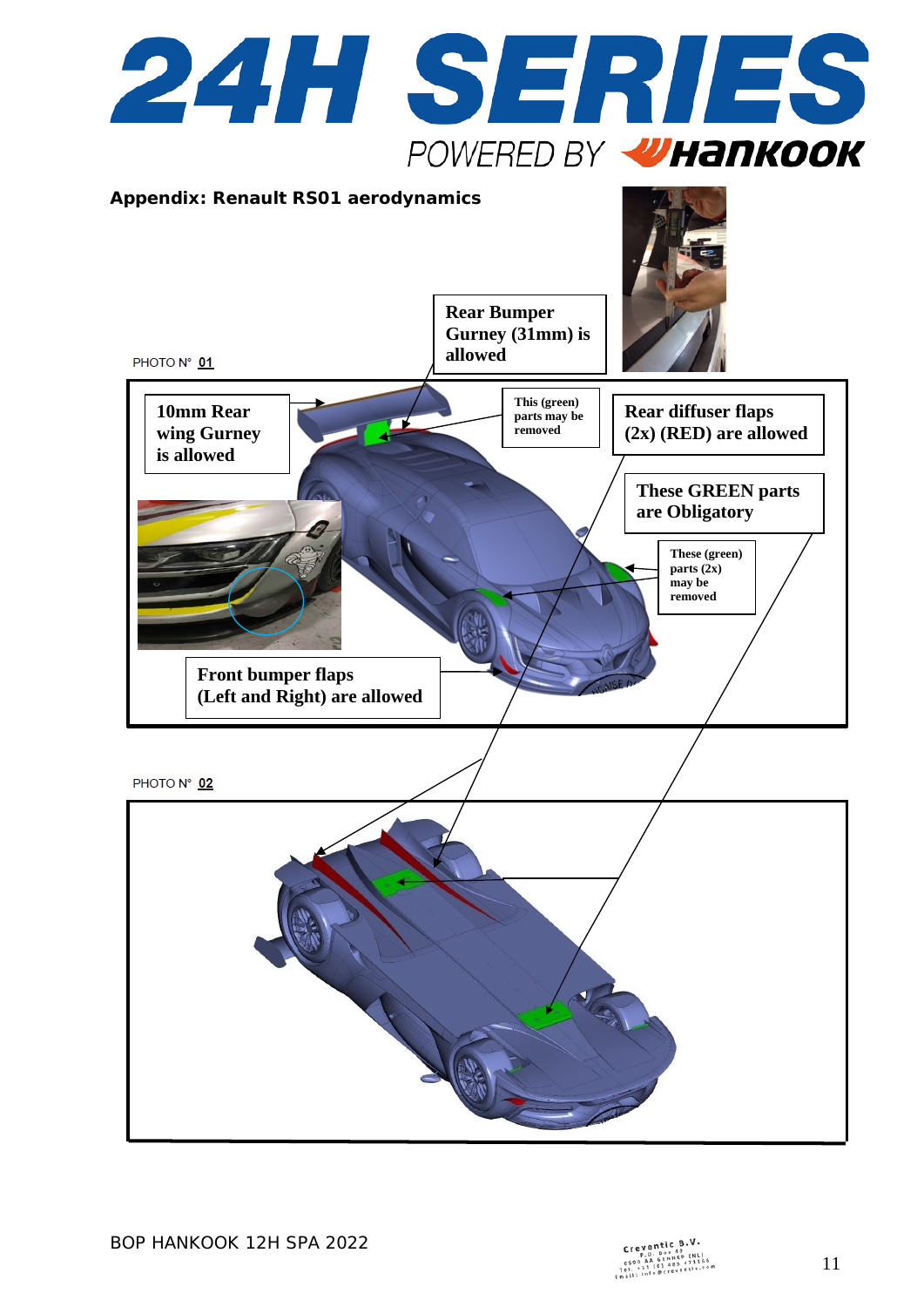## Appendix: Renault RS01 aerodynamics

PHOTO N° 01

Rear Bumper Gurney (31mm) is allowed

10mm Rear wing Gurney is allowed

This (green) parts may be removed

Rear diffuser flaps (2x) (RED) are allowed

These GREEN parts are Obligatory

These (green) parts (2x) may be removed

Front bumper flaps (Left and Right) are allowed

PHOTO N° 02

BOP HANKOOK 12H SPA 2022